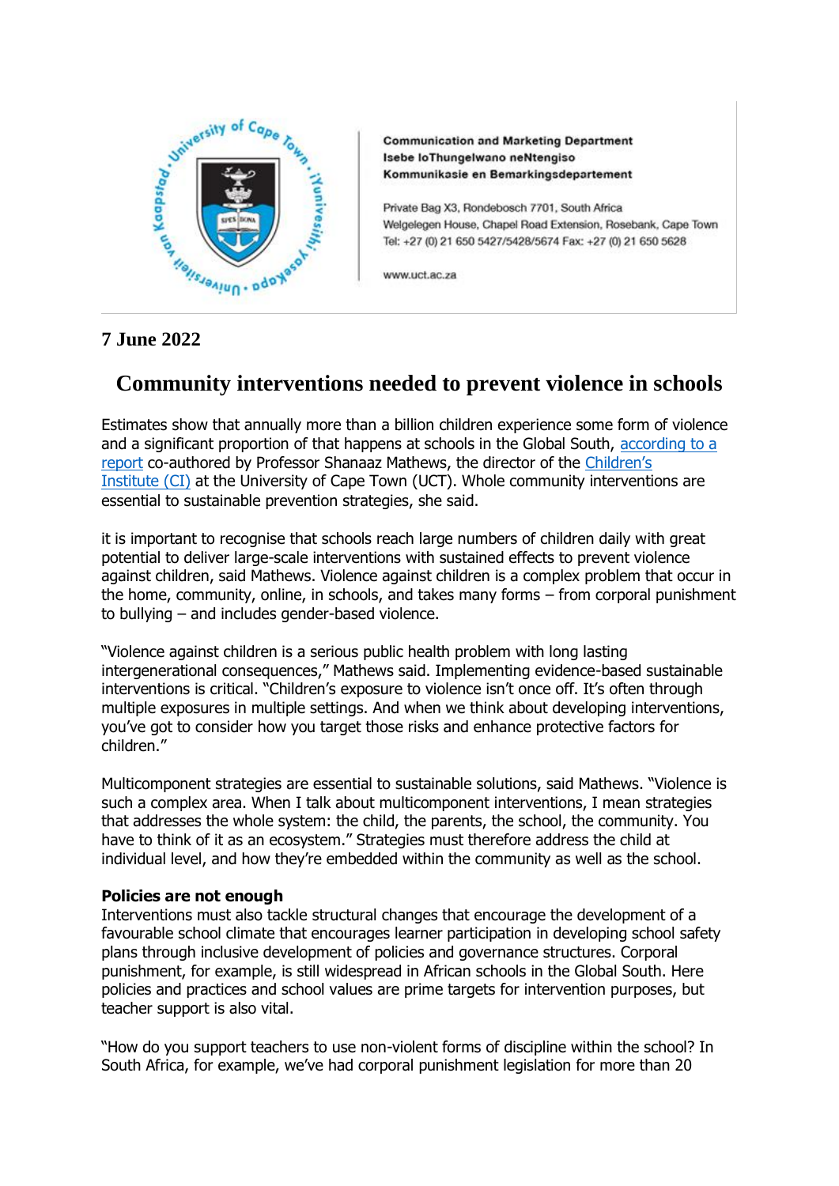Communication and Marketing Department
Isebe loThungelwano neNtengiso
Kommunikasie en Bemarkingsdepartement

Private Bag X3, Rondebosch 7701, South Africa
Welgelegen House, Chapel Road Extension, Rosebank, Cape Town
Tel: +27 (0) 21 650 5427/5428/5674 Fax: +27 (0) 21 650 5628

www.uct.ac.za

**7 June 2022**

# Community interventions needed to prevent violence in schools

Estimates show that annually more than a billion children experience some form of violence and a significant proportion of that happens at schools in the Global South, according to a report co-authored by Professor Shanaaz Mathews, the director of the Children's Institute (CI) at the University of Cape Town (UCT). Whole community interventions are essential to sustainable prevention strategies, she said.

it is important to recognise that schools reach large numbers of children daily with great potential to deliver large-scale interventions with sustained effects to prevent violence against children, said Mathews. Violence against children is a complex problem that occur in the home, community, online, in schools, and takes many forms – from corporal punishment to bullying – and includes gender-based violence.

"Violence against children is a serious public health problem with long lasting intergenerational consequences," Mathews said. Implementing evidence-based sustainable interventions is critical. "Children's exposure to violence isn't once off. It's often through multiple exposures in multiple settings. And when we think about developing interventions, you've got to consider how you target those risks and enhance protective factors for children."

Multicomponent strategies are essential to sustainable solutions, said Mathews. "Violence is such a complex area. When I talk about multicomponent interventions, I mean strategies that addresses the whole system: the child, the parents, the school, the community. You have to think of it as an ecosystem." Strategies must therefore address the child at individual level, and how they're embedded within the community as well as the school.

**Policies are not enough**
Interventions must also tackle structural changes that encourage the development of a favourable school climate that encourages learner participation in developing school safety plans through inclusive development of policies and governance structures. Corporal punishment, for example, is still widespread in African schools in the Global South. Here policies and practices and school values are prime targets for intervention purposes, but teacher support is also vital.

"How do you support teachers to use non-violent forms of discipline within the school? In South Africa, for example, we've had corporal punishment legislation for more than 20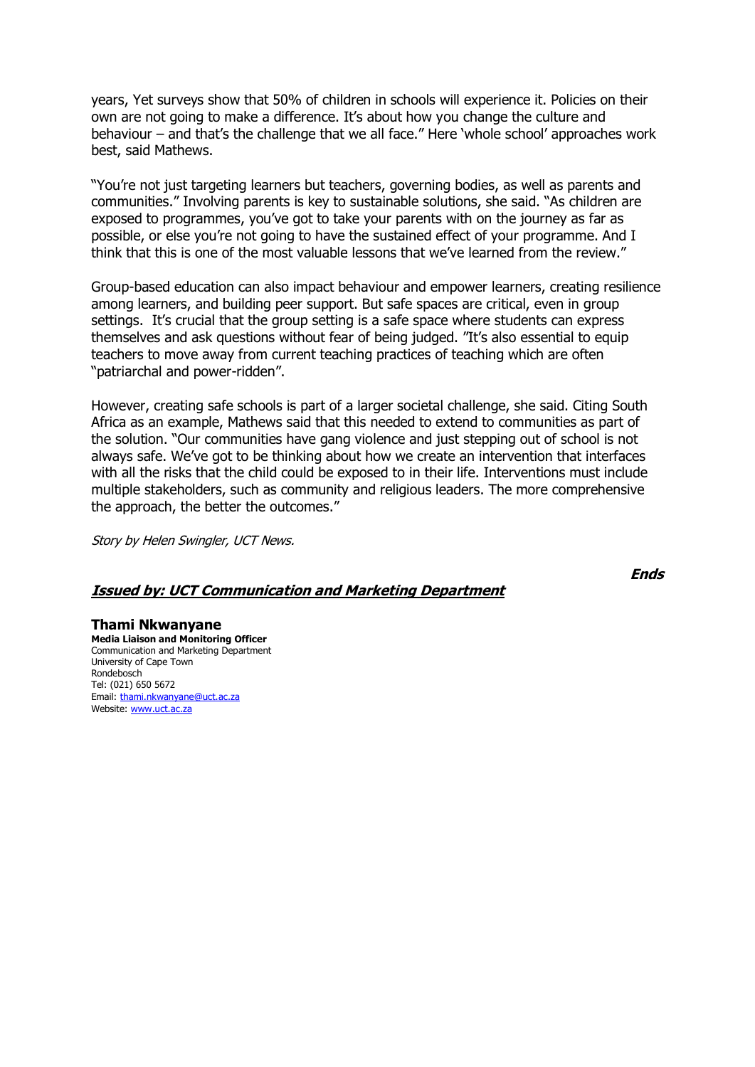years, Yet surveys show that 50% of children in schools will experience it. Policies on their own are not going to make a difference. It's about how you change the culture and behaviour – and that's the challenge that we all face." Here 'whole school' approaches work best, said Mathews.

"You're not just targeting learners but teachers, governing bodies, as well as parents and communities." Involving parents is key to sustainable solutions, she said. "As children are exposed to programmes, you've got to take your parents with on the journey as far as possible, or else you're not going to have the sustained effect of your programme. And I think that this is one of the most valuable lessons that we've learned from the review."

Group-based education can also impact behaviour and empower learners, creating resilience among learners, and building peer support. But safe spaces are critical, even in group settings. It's crucial that the group setting is a safe space where students can express themselves and ask questions without fear of being judged. "It's also essential to equip teachers to move away from current teaching practices of teaching which are often "patriarchal and power-ridden".

However, creating safe schools is part of a larger societal challenge, she said. Citing South Africa as an example, Mathews said that this needed to extend to communities as part of the solution. "Our communities have gang violence and just stepping out of school is not always safe. We've got to be thinking about how we create an intervention that interfaces with all the risks that the child could be exposed to in their life. Interventions must include multiple stakeholders, such as community and religious leaders. The more comprehensive the approach, the better the outcomes."

*Story by Helen Swingler, UCT News.*

***Ends***

***Issued by: UCT Communication and Marketing Department***

**Thami Nkwanyane**
**Media Liaison and Monitoring Officer**
Communication and Marketing Department
University of Cape Town
Rondebosch
Tel: (021) 650 5672
Email: thami.nkwanyane@uct.ac.za
Website: www.uct.ac.za